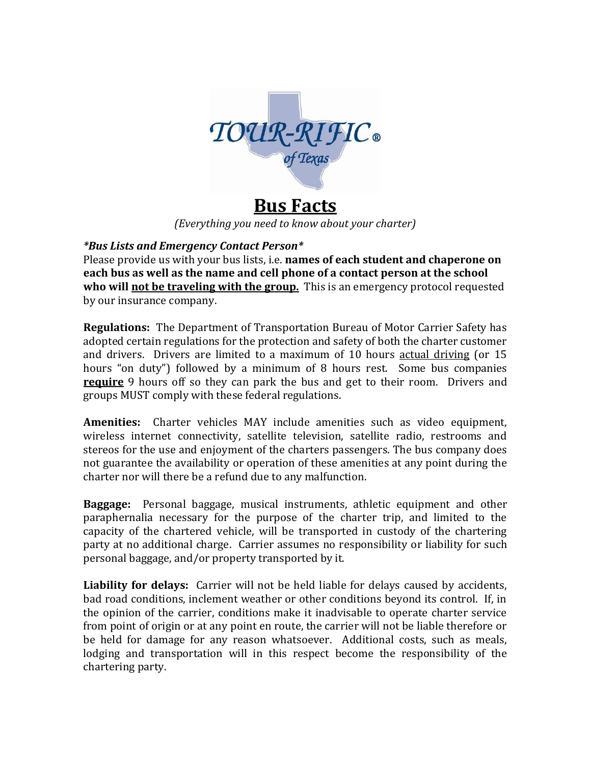TOUR-RIFIC® of Texas

# Bus Facts

*(Everything you need to know about your charter)*

***Bus Lists and Emergency Contact Person***

Please provide us with your bus lists, i.e. **names of each student and chaperone on each bus as well as the name and cell phone of a contact person at the school who will <u>not be traveling with the group.</u>** This is an emergency protocol requested by our insurance company.

**Regulations:** The Department of Transportation Bureau of Motor Carrier Safety has adopted certain regulations for the protection and safety of both the charter customer and drivers. Drivers are limited to a maximum of 10 hours <u>actual driving</u> (or 15 hours "on duty") followed by a minimum of 8 hours rest. Some bus companies <u>**require**</u> 9 hours off so they can park the bus and get to their room. Drivers and groups MUST comply with these federal regulations.

**Amenities:** Charter vehicles MAY include amenities such as video equipment, wireless internet connectivity, satellite television, satellite radio, restrooms and stereos for the use and enjoyment of the charters passengers. The bus company does not guarantee the availability or operation of these amenities at any point during the charter nor will there be a refund due to any malfunction.

**Baggage:** Personal baggage, musical instruments, athletic equipment and other paraphernalia necessary for the purpose of the charter trip, and limited to the capacity of the chartered vehicle, will be transported in custody of the chartering party at no additional charge. Carrier assumes no responsibility or liability for such personal baggage, and/or property transported by it.

**Liability for delays:** Carrier will not be held liable for delays caused by accidents, bad road conditions, inclement weather or other conditions beyond its control. If, in the opinion of the carrier, conditions make it inadvisable to operate charter service from point of origin or at any point en route, the carrier will not be liable therefore or be held for damage for any reason whatsoever. Additional costs, such as meals, lodging and transportation will in this respect become the responsibility of the chartering party.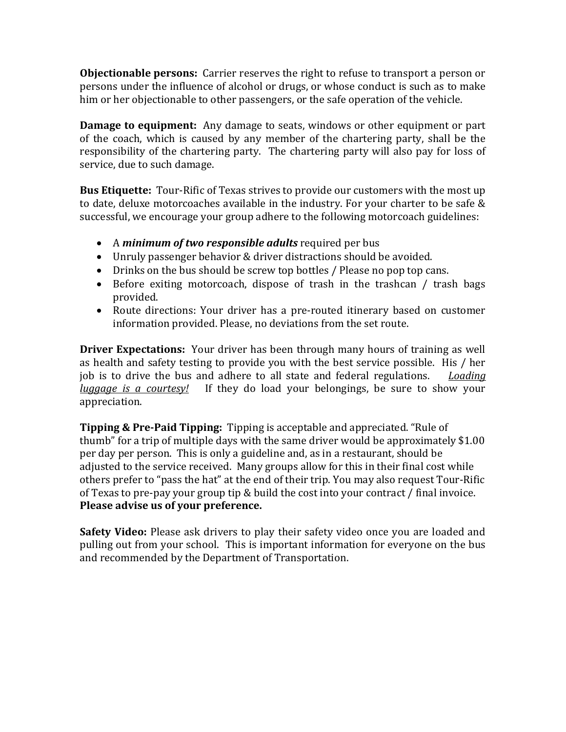**Objectionable persons:** Carrier reserves the right to refuse to transport a person or persons under the influence of alcohol or drugs, or whose conduct is such as to make him or her objectionable to other passengers, or the safe operation of the vehicle.

**Damage to equipment:** Any damage to seats, windows or other equipment or part of the coach, which is caused by any member of the chartering party, shall be the responsibility of the chartering party. The chartering party will also pay for loss of service, due to such damage.

**Bus Etiquette:** Tour-Rific of Texas strives to provide our customers with the most up to date, deluxe motorcoaches available in the industry. For your charter to be safe & successful, we encourage your group adhere to the following motorcoach guidelines:

- A ***minimum of two responsible adults*** required per bus
- Unruly passenger behavior & driver distractions should be avoided.
- Drinks on the bus should be screw top bottles / Please no pop top cans.
- Before exiting motorcoach, dispose of trash in the trashcan / trash bags provided.
- Route directions: Your driver has a pre-routed itinerary based on customer information provided. Please, no deviations from the set route.

**Driver Expectations:** Your driver has been through many hours of training as well as health and safety testing to provide you with the best service possible. His / her job is to drive the bus and adhere to all state and federal regulations. *Loading luggage is a courtesy!* If they do load your belongings, be sure to show your appreciation.

**Tipping & Pre-Paid Tipping:** Tipping is acceptable and appreciated. "Rule of thumb" for a trip of multiple days with the same driver would be approximately $1.00 per day per person. This is only a guideline and, as in a restaurant, should be adjusted to the service received. Many groups allow for this in their final cost while others prefer to "pass the hat" at the end of their trip. You may also request Tour-Rific of Texas to pre-pay your group tip & build the cost into your contract / final invoice. **Please advise us of your preference.**

**Safety Video:** Please ask drivers to play their safety video once you are loaded and pulling out from your school. This is important information for everyone on the bus and recommended by the Department of Transportation.